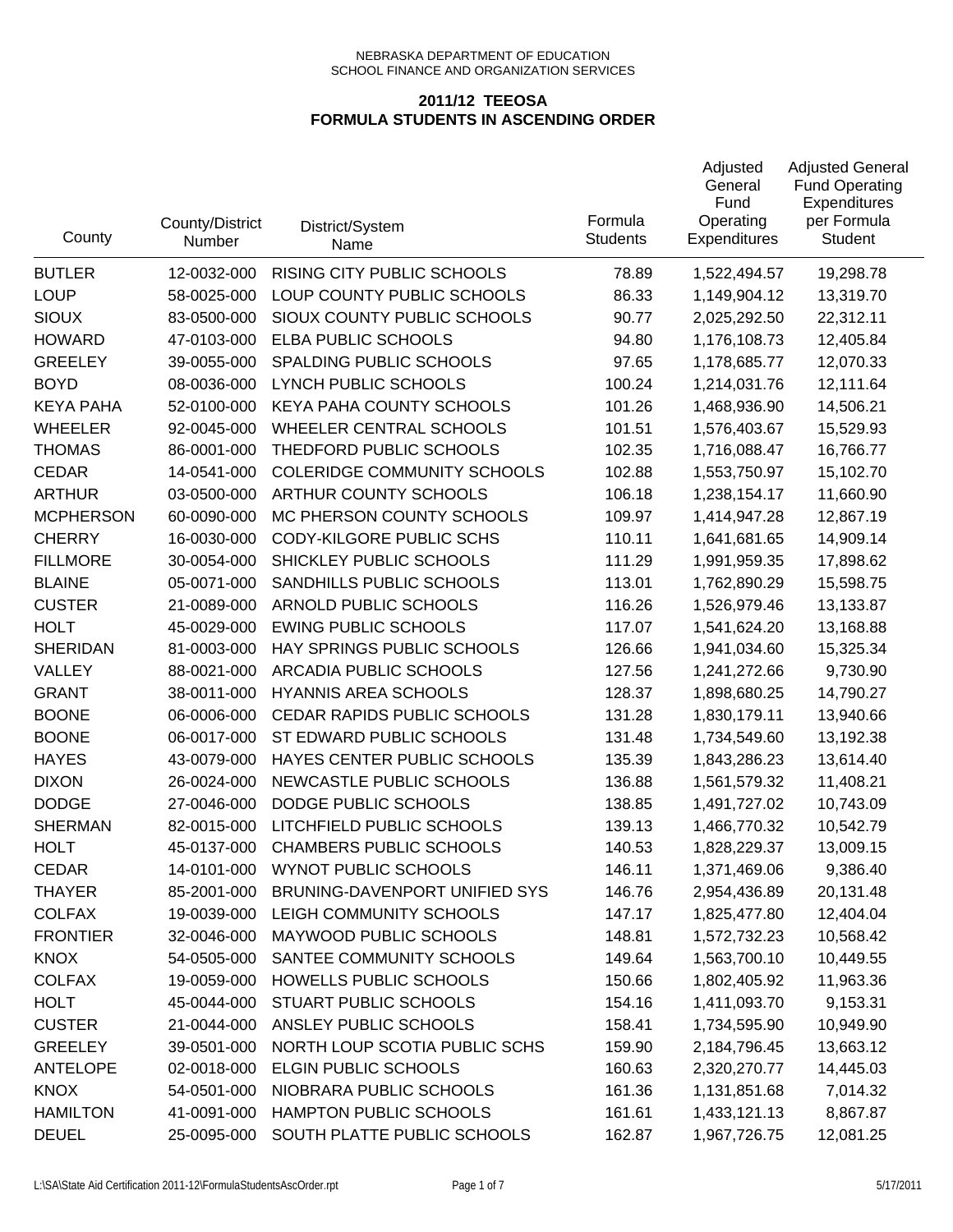NEBRASKA DEPARTMENT OF EDUCATION
SCHOOL FINANCE AND ORGANIZATION SERVICES

## 2011/12 TEEOSA
## FORMULA STUDENTS IN ASCENDING ORDER

| County | County/District Number | District/System Name | Formula Students | Adjusted General Fund Operating Expenditures | Adjusted General Fund Operating Expenditures per Formula Student |
|---|---|---|---|---|---|
| BUTLER | 12-0032-000 | RISING CITY PUBLIC SCHOOLS | 78.89 | 1,522,494.57 | 19,298.78 |
| LOUP | 58-0025-000 | LOUP COUNTY PUBLIC SCHOOLS | 86.33 | 1,149,904.12 | 13,319.70 |
| SIOUX | 83-0500-000 | SIOUX COUNTY PUBLIC SCHOOLS | 90.77 | 2,025,292.50 | 22,312.11 |
| HOWARD | 47-0103-000 | ELBA PUBLIC SCHOOLS | 94.80 | 1,176,108.73 | 12,405.84 |
| GREELEY | 39-0055-000 | SPALDING PUBLIC SCHOOLS | 97.65 | 1,178,685.77 | 12,070.33 |
| BOYD | 08-0036-000 | LYNCH PUBLIC SCHOOLS | 100.24 | 1,214,031.76 | 12,111.64 |
| KEYA PAHA | 52-0100-000 | KEYA PAHA COUNTY SCHOOLS | 101.26 | 1,468,936.90 | 14,506.21 |
| WHEELER | 92-0045-000 | WHEELER CENTRAL SCHOOLS | 101.51 | 1,576,403.67 | 15,529.93 |
| THOMAS | 86-0001-000 | THEDFORD PUBLIC SCHOOLS | 102.35 | 1,716,088.47 | 16,766.77 |
| CEDAR | 14-0541-000 | COLERIDGE COMMUNITY SCHOOLS | 102.88 | 1,553,750.97 | 15,102.70 |
| ARTHUR | 03-0500-000 | ARTHUR COUNTY SCHOOLS | 106.18 | 1,238,154.17 | 11,660.90 |
| MCPHERSON | 60-0090-000 | MC PHERSON COUNTY SCHOOLS | 109.97 | 1,414,947.28 | 12,867.19 |
| CHERRY | 16-0030-000 | CODY-KILGORE PUBLIC SCHS | 110.11 | 1,641,681.65 | 14,909.14 |
| FILLMORE | 30-0054-000 | SHICKLEY PUBLIC SCHOOLS | 111.29 | 1,991,959.35 | 17,898.62 |
| BLAINE | 05-0071-000 | SANDHILLS PUBLIC SCHOOLS | 113.01 | 1,762,890.29 | 15,598.75 |
| CUSTER | 21-0089-000 | ARNOLD PUBLIC SCHOOLS | 116.26 | 1,526,979.46 | 13,133.87 |
| HOLT | 45-0029-000 | EWING PUBLIC SCHOOLS | 117.07 | 1,541,624.20 | 13,168.88 |
| SHERIDAN | 81-0003-000 | HAY SPRINGS PUBLIC SCHOOLS | 126.66 | 1,941,034.60 | 15,325.34 |
| VALLEY | 88-0021-000 | ARCADIA PUBLIC SCHOOLS | 127.56 | 1,241,272.66 | 9,730.90 |
| GRANT | 38-0011-000 | HYANNIS AREA SCHOOLS | 128.37 | 1,898,680.25 | 14,790.27 |
| BOONE | 06-0006-000 | CEDAR RAPIDS PUBLIC SCHOOLS | 131.28 | 1,830,179.11 | 13,940.66 |
| BOONE | 06-0017-000 | ST EDWARD PUBLIC SCHOOLS | 131.48 | 1,734,549.60 | 13,192.38 |
| HAYES | 43-0079-000 | HAYES CENTER PUBLIC SCHOOLS | 135.39 | 1,843,286.23 | 13,614.40 |
| DIXON | 26-0024-000 | NEWCASTLE PUBLIC SCHOOLS | 136.88 | 1,561,579.32 | 11,408.21 |
| DODGE | 27-0046-000 | DODGE PUBLIC SCHOOLS | 138.85 | 1,491,727.02 | 10,743.09 |
| SHERMAN | 82-0015-000 | LITCHFIELD PUBLIC SCHOOLS | 139.13 | 1,466,770.32 | 10,542.79 |
| HOLT | 45-0137-000 | CHAMBERS PUBLIC SCHOOLS | 140.53 | 1,828,229.37 | 13,009.15 |
| CEDAR | 14-0101-000 | WYNOT PUBLIC SCHOOLS | 146.11 | 1,371,469.06 | 9,386.40 |
| THAYER | 85-2001-000 | BRUNING-DAVENPORT UNIFIED SYS | 146.76 | 2,954,436.89 | 20,131.48 |
| COLFAX | 19-0039-000 | LEIGH COMMUNITY SCHOOLS | 147.17 | 1,825,477.80 | 12,404.04 |
| FRONTIER | 32-0046-000 | MAYWOOD PUBLIC SCHOOLS | 148.81 | 1,572,732.23 | 10,568.42 |
| KNOX | 54-0505-000 | SANTEE COMMUNITY SCHOOLS | 149.64 | 1,563,700.10 | 10,449.55 |
| COLFAX | 19-0059-000 | HOWELLS PUBLIC SCHOOLS | 150.66 | 1,802,405.92 | 11,963.36 |
| HOLT | 45-0044-000 | STUART PUBLIC SCHOOLS | 154.16 | 1,411,093.70 | 9,153.31 |
| CUSTER | 21-0044-000 | ANSLEY PUBLIC SCHOOLS | 158.41 | 1,734,595.90 | 10,949.90 |
| GREELEY | 39-0501-000 | NORTH LOUP SCOTIA PUBLIC SCHS | 159.90 | 2,184,796.45 | 13,663.12 |
| ANTELOPE | 02-0018-000 | ELGIN PUBLIC SCHOOLS | 160.63 | 2,320,270.77 | 14,445.03 |
| KNOX | 54-0501-000 | NIOBRARA PUBLIC SCHOOLS | 161.36 | 1,131,851.68 | 7,014.32 |
| HAMILTON | 41-0091-000 | HAMPTON PUBLIC SCHOOLS | 161.61 | 1,433,121.13 | 8,867.87 |
| DEUEL | 25-0095-000 | SOUTH PLATTE PUBLIC SCHOOLS | 162.87 | 1,967,726.75 | 12,081.25 |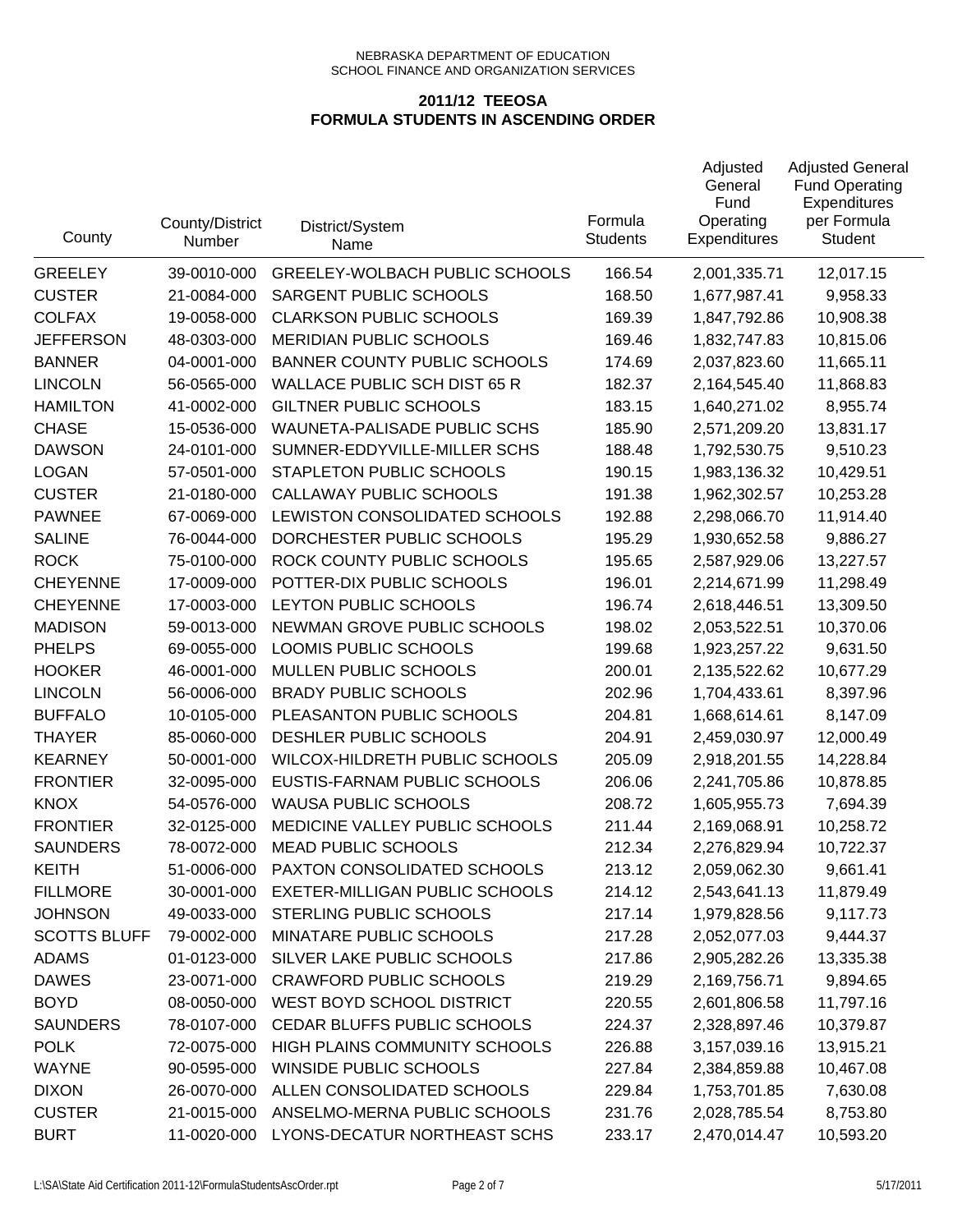NEBRASKA DEPARTMENT OF EDUCATION
SCHOOL FINANCE AND ORGANIZATION SERVICES

## 2011/12 TEEOSA
## FORMULA STUDENTS IN ASCENDING ORDER

| County | County/District Number | District/System Name | Formula Students | Adjusted General Fund Operating Expenditures | Adjusted General Fund Operating Expenditures per Formula Student |
|---|---|---|---|---|---|
| GREELEY | 39-0010-000 | GREELEY-WOLBACH PUBLIC SCHOOLS | 166.54 | 2,001,335.71 | 12,017.15 |
| CUSTER | 21-0084-000 | SARGENT PUBLIC SCHOOLS | 168.50 | 1,677,987.41 | 9,958.33 |
| COLFAX | 19-0058-000 | CLARKSON PUBLIC SCHOOLS | 169.39 | 1,847,792.86 | 10,908.38 |
| JEFFERSON | 48-0303-000 | MERIDIAN PUBLIC SCHOOLS | 169.46 | 1,832,747.83 | 10,815.06 |
| BANNER | 04-0001-000 | BANNER COUNTY PUBLIC SCHOOLS | 174.69 | 2,037,823.60 | 11,665.11 |
| LINCOLN | 56-0565-000 | WALLACE PUBLIC SCH DIST 65 R | 182.37 | 2,164,545.40 | 11,868.83 |
| HAMILTON | 41-0002-000 | GILTNER PUBLIC SCHOOLS | 183.15 | 1,640,271.02 | 8,955.74 |
| CHASE | 15-0536-000 | WAUNETA-PALISADE PUBLIC SCHS | 185.90 | 2,571,209.20 | 13,831.17 |
| DAWSON | 24-0101-000 | SUMNER-EDDYVILLE-MILLER SCHS | 188.48 | 1,792,530.75 | 9,510.23 |
| LOGAN | 57-0501-000 | STAPLETON PUBLIC SCHOOLS | 190.15 | 1,983,136.32 | 10,429.51 |
| CUSTER | 21-0180-000 | CALLAWAY PUBLIC SCHOOLS | 191.38 | 1,962,302.57 | 10,253.28 |
| PAWNEE | 67-0069-000 | LEWISTON CONSOLIDATED SCHOOLS | 192.88 | 2,298,066.70 | 11,914.40 |
| SALINE | 76-0044-000 | DORCHESTER PUBLIC SCHOOLS | 195.29 | 1,930,652.58 | 9,886.27 |
| ROCK | 75-0100-000 | ROCK COUNTY PUBLIC SCHOOLS | 195.65 | 2,587,929.06 | 13,227.57 |
| CHEYENNE | 17-0009-000 | POTTER-DIX PUBLIC SCHOOLS | 196.01 | 2,214,671.99 | 11,298.49 |
| CHEYENNE | 17-0003-000 | LEYTON PUBLIC SCHOOLS | 196.74 | 2,618,446.51 | 13,309.50 |
| MADISON | 59-0013-000 | NEWMAN GROVE PUBLIC SCHOOLS | 198.02 | 2,053,522.51 | 10,370.06 |
| PHELPS | 69-0055-000 | LOOMIS PUBLIC SCHOOLS | 199.68 | 1,923,257.22 | 9,631.50 |
| HOOKER | 46-0001-000 | MULLEN PUBLIC SCHOOLS | 200.01 | 2,135,522.62 | 10,677.29 |
| LINCOLN | 56-0006-000 | BRADY PUBLIC SCHOOLS | 202.96 | 1,704,433.61 | 8,397.96 |
| BUFFALO | 10-0105-000 | PLEASANTON PUBLIC SCHOOLS | 204.81 | 1,668,614.61 | 8,147.09 |
| THAYER | 85-0060-000 | DESHLER PUBLIC SCHOOLS | 204.91 | 2,459,030.97 | 12,000.49 |
| KEARNEY | 50-0001-000 | WILCOX-HILDRETH PUBLIC SCHOOLS | 205.09 | 2,918,201.55 | 14,228.84 |
| FRONTIER | 32-0095-000 | EUSTIS-FARNAM PUBLIC SCHOOLS | 206.06 | 2,241,705.86 | 10,878.85 |
| KNOX | 54-0576-000 | WAUSA PUBLIC SCHOOLS | 208.72 | 1,605,955.73 | 7,694.39 |
| FRONTIER | 32-0125-000 | MEDICINE VALLEY PUBLIC SCHOOLS | 211.44 | 2,169,068.91 | 10,258.72 |
| SAUNDERS | 78-0072-000 | MEAD PUBLIC SCHOOLS | 212.34 | 2,276,829.94 | 10,722.37 |
| KEITH | 51-0006-000 | PAXTON CONSOLIDATED SCHOOLS | 213.12 | 2,059,062.30 | 9,661.41 |
| FILLMORE | 30-0001-000 | EXETER-MILLIGAN PUBLIC SCHOOLS | 214.12 | 2,543,641.13 | 11,879.49 |
| JOHNSON | 49-0033-000 | STERLING PUBLIC SCHOOLS | 217.14 | 1,979,828.56 | 9,117.73 |
| SCOTTS BLUFF | 79-0002-000 | MINATARE PUBLIC SCHOOLS | 217.28 | 2,052,077.03 | 9,444.37 |
| ADAMS | 01-0123-000 | SILVER LAKE PUBLIC SCHOOLS | 217.86 | 2,905,282.26 | 13,335.38 |
| DAWES | 23-0071-000 | CRAWFORD PUBLIC SCHOOLS | 219.29 | 2,169,756.71 | 9,894.65 |
| BOYD | 08-0050-000 | WEST BOYD SCHOOL DISTRICT | 220.55 | 2,601,806.58 | 11,797.16 |
| SAUNDERS | 78-0107-000 | CEDAR BLUFFS PUBLIC SCHOOLS | 224.37 | 2,328,897.46 | 10,379.87 |
| POLK | 72-0075-000 | HIGH PLAINS COMMUNITY SCHOOLS | 226.88 | 3,157,039.16 | 13,915.21 |
| WAYNE | 90-0595-000 | WINSIDE PUBLIC SCHOOLS | 227.84 | 2,384,859.88 | 10,467.08 |
| DIXON | 26-0070-000 | ALLEN CONSOLIDATED SCHOOLS | 229.84 | 1,753,701.85 | 7,630.08 |
| CUSTER | 21-0015-000 | ANSELMO-MERNA PUBLIC SCHOOLS | 231.76 | 2,028,785.54 | 8,753.80 |
| BURT | 11-0020-000 | LYONS-DECATUR NORTHEAST SCHS | 233.17 | 2,470,014.47 | 10,593.20 |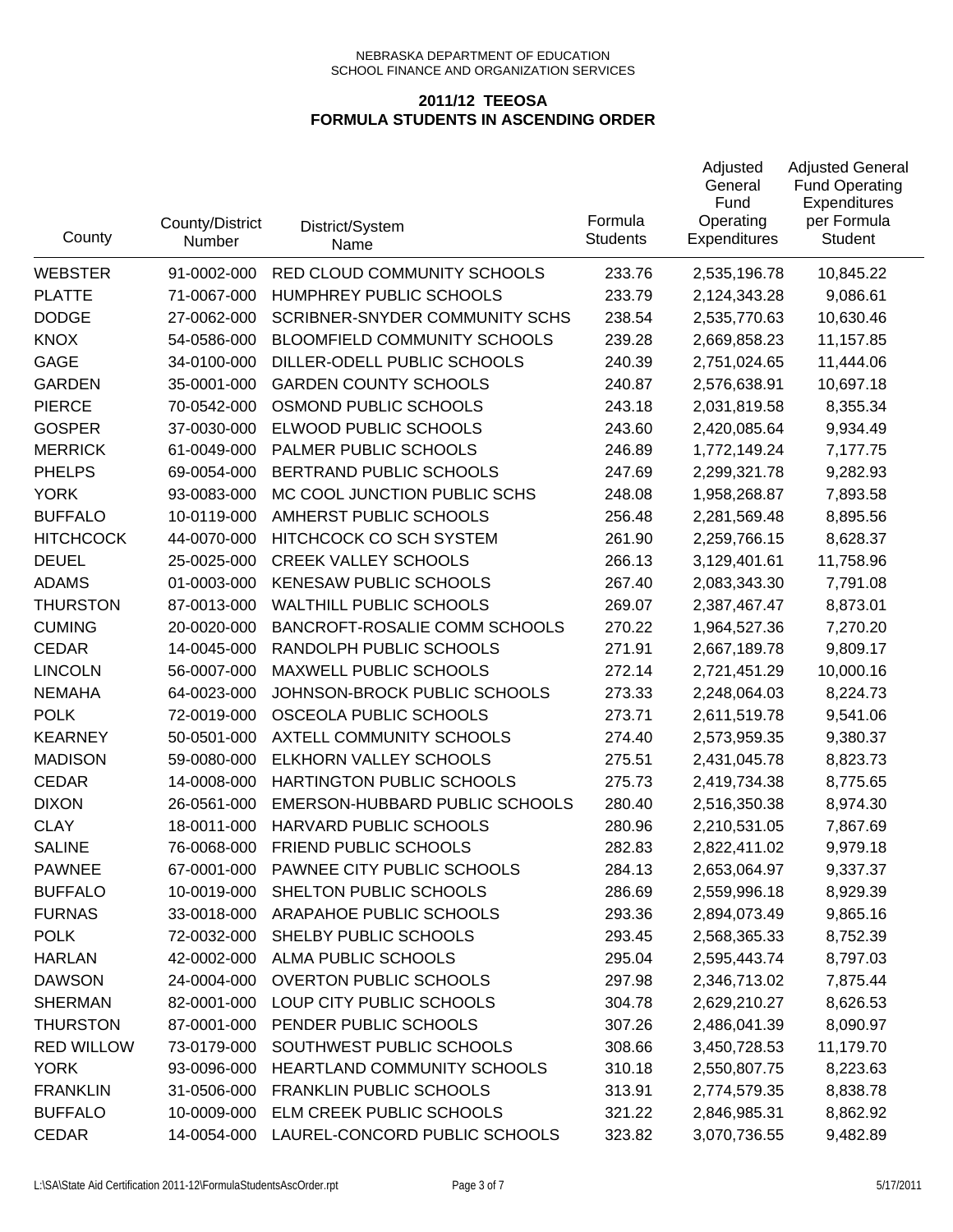NEBRASKA DEPARTMENT OF EDUCATION
SCHOOL FINANCE AND ORGANIZATION SERVICES

## 2011/12 TEEOSA
## FORMULA STUDENTS IN ASCENDING ORDER

| County | County/District Number | District/System Name | Formula Students | Adjusted General Fund Operating Expenditures | Adjusted General Fund Operating Expenditures per Formula Student |
|---|---|---|---|---|---|
| WEBSTER | 91-0002-000 | RED CLOUD COMMUNITY SCHOOLS | 233.76 | 2,535,196.78 | 10,845.22 |
| PLATTE | 71-0067-000 | HUMPHREY PUBLIC SCHOOLS | 233.79 | 2,124,343.28 | 9,086.61 |
| DODGE | 27-0062-000 | SCRIBNER-SNYDER COMMUNITY SCHS | 238.54 | 2,535,770.63 | 10,630.46 |
| KNOX | 54-0586-000 | BLOOMFIELD COMMUNITY SCHOOLS | 239.28 | 2,669,858.23 | 11,157.85 |
| GAGE | 34-0100-000 | DILLER-ODELL PUBLIC SCHOOLS | 240.39 | 2,751,024.65 | 11,444.06 |
| GARDEN | 35-0001-000 | GARDEN COUNTY SCHOOLS | 240.87 | 2,576,638.91 | 10,697.18 |
| PIERCE | 70-0542-000 | OSMOND PUBLIC SCHOOLS | 243.18 | 2,031,819.58 | 8,355.34 |
| GOSPER | 37-0030-000 | ELWOOD PUBLIC SCHOOLS | 243.60 | 2,420,085.64 | 9,934.49 |
| MERRICK | 61-0049-000 | PALMER PUBLIC SCHOOLS | 246.89 | 1,772,149.24 | 7,177.75 |
| PHELPS | 69-0054-000 | BERTRAND PUBLIC SCHOOLS | 247.69 | 2,299,321.78 | 9,282.93 |
| YORK | 93-0083-000 | MC COOL JUNCTION PUBLIC SCHS | 248.08 | 1,958,268.87 | 7,893.58 |
| BUFFALO | 10-0119-000 | AMHERST PUBLIC SCHOOLS | 256.48 | 2,281,569.48 | 8,895.56 |
| HITCHCOCK | 44-0070-000 | HITCHCOCK CO SCH SYSTEM | 261.90 | 2,259,766.15 | 8,628.37 |
| DEUEL | 25-0025-000 | CREEK VALLEY SCHOOLS | 266.13 | 3,129,401.61 | 11,758.96 |
| ADAMS | 01-0003-000 | KENESAW PUBLIC SCHOOLS | 267.40 | 2,083,343.30 | 7,791.08 |
| THURSTON | 87-0013-000 | WALTHILL PUBLIC SCHOOLS | 269.07 | 2,387,467.47 | 8,873.01 |
| CUMING | 20-0020-000 | BANCROFT-ROSALIE COMM SCHOOLS | 270.22 | 1,964,527.36 | 7,270.20 |
| CEDAR | 14-0045-000 | RANDOLPH PUBLIC SCHOOLS | 271.91 | 2,667,189.78 | 9,809.17 |
| LINCOLN | 56-0007-000 | MAXWELL PUBLIC SCHOOLS | 272.14 | 2,721,451.29 | 10,000.16 |
| NEMAHA | 64-0023-000 | JOHNSON-BROCK PUBLIC SCHOOLS | 273.33 | 2,248,064.03 | 8,224.73 |
| POLK | 72-0019-000 | OSCEOLA PUBLIC SCHOOLS | 273.71 | 2,611,519.78 | 9,541.06 |
| KEARNEY | 50-0501-000 | AXTELL COMMUNITY SCHOOLS | 274.40 | 2,573,959.35 | 9,380.37 |
| MADISON | 59-0080-000 | ELKHORN VALLEY SCHOOLS | 275.51 | 2,431,045.78 | 8,823.73 |
| CEDAR | 14-0008-000 | HARTINGTON PUBLIC SCHOOLS | 275.73 | 2,419,734.38 | 8,775.65 |
| DIXON | 26-0561-000 | EMERSON-HUBBARD PUBLIC SCHOOLS | 280.40 | 2,516,350.38 | 8,974.30 |
| CLAY | 18-0011-000 | HARVARD PUBLIC SCHOOLS | 280.96 | 2,210,531.05 | 7,867.69 |
| SALINE | 76-0068-000 | FRIEND PUBLIC SCHOOLS | 282.83 | 2,822,411.02 | 9,979.18 |
| PAWNEE | 67-0001-000 | PAWNEE CITY PUBLIC SCHOOLS | 284.13 | 2,653,064.97 | 9,337.37 |
| BUFFALO | 10-0019-000 | SHELTON PUBLIC SCHOOLS | 286.69 | 2,559,996.18 | 8,929.39 |
| FURNAS | 33-0018-000 | ARAPAHOE PUBLIC SCHOOLS | 293.36 | 2,894,073.49 | 9,865.16 |
| POLK | 72-0032-000 | SHELBY PUBLIC SCHOOLS | 293.45 | 2,568,365.33 | 8,752.39 |
| HARLAN | 42-0002-000 | ALMA PUBLIC SCHOOLS | 295.04 | 2,595,443.74 | 8,797.03 |
| DAWSON | 24-0004-000 | OVERTON PUBLIC SCHOOLS | 297.98 | 2,346,713.02 | 7,875.44 |
| SHERMAN | 82-0001-000 | LOUP CITY PUBLIC SCHOOLS | 304.78 | 2,629,210.27 | 8,626.53 |
| THURSTON | 87-0001-000 | PENDER PUBLIC SCHOOLS | 307.26 | 2,486,041.39 | 8,090.97 |
| RED WILLOW | 73-0179-000 | SOUTHWEST PUBLIC SCHOOLS | 308.66 | 3,450,728.53 | 11,179.70 |
| YORK | 93-0096-000 | HEARTLAND COMMUNITY SCHOOLS | 310.18 | 2,550,807.75 | 8,223.63 |
| FRANKLIN | 31-0506-000 | FRANKLIN PUBLIC SCHOOLS | 313.91 | 2,774,579.35 | 8,838.78 |
| BUFFALO | 10-0009-000 | ELM CREEK PUBLIC SCHOOLS | 321.22 | 2,846,985.31 | 8,862.92 |
| CEDAR | 14-0054-000 | LAUREL-CONCORD PUBLIC SCHOOLS | 323.82 | 3,070,736.55 | 9,482.89 |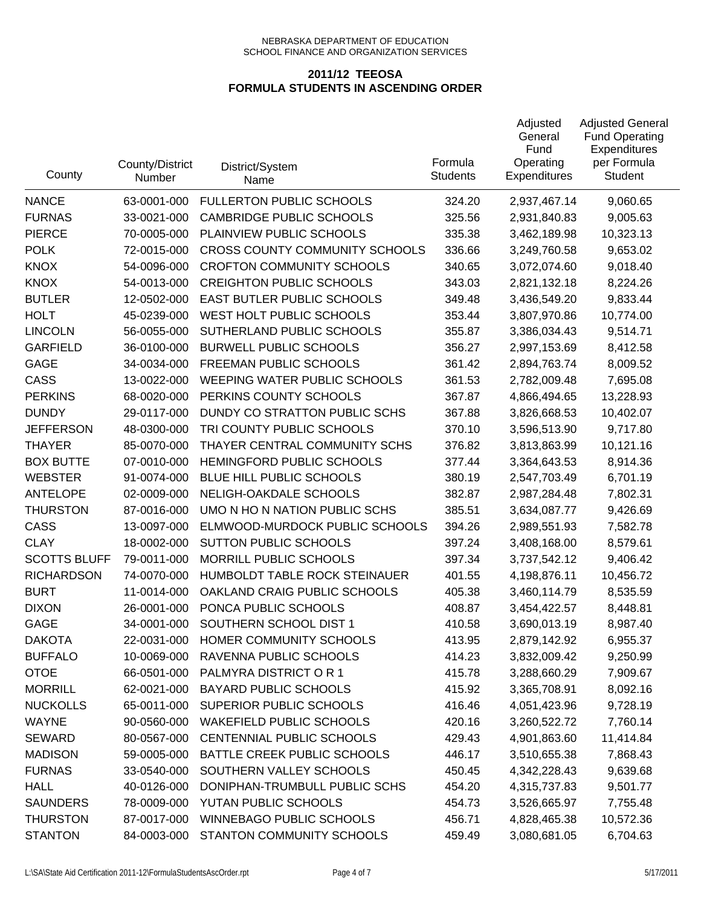NEBRASKA DEPARTMENT OF EDUCATION
SCHOOL FINANCE AND ORGANIZATION SERVICES

## 2011/12 TEEOSA
## FORMULA STUDENTS IN ASCENDING ORDER

| County | County/District Number | District/System Name | Formula Students | Adjusted General Fund Operating Expenditures | Adjusted General Fund Operating Expenditures per Formula Student |
|---|---|---|---|---|---|
| NANCE | 63-0001-000 | FULLERTON PUBLIC SCHOOLS | 324.20 | 2,937,467.14 | 9,060.65 |
| FURNAS | 33-0021-000 | CAMBRIDGE PUBLIC SCHOOLS | 325.56 | 2,931,840.83 | 9,005.63 |
| PIERCE | 70-0005-000 | PLAINVIEW PUBLIC SCHOOLS | 335.38 | 3,462,189.98 | 10,323.13 |
| POLK | 72-0015-000 | CROSS COUNTY COMMUNITY SCHOOLS | 336.66 | 3,249,760.58 | 9,653.02 |
| KNOX | 54-0096-000 | CROFTON COMMUNITY SCHOOLS | 340.65 | 3,072,074.60 | 9,018.40 |
| KNOX | 54-0013-000 | CREIGHTON PUBLIC SCHOOLS | 343.03 | 2,821,132.18 | 8,224.26 |
| BUTLER | 12-0502-000 | EAST BUTLER PUBLIC SCHOOLS | 349.48 | 3,436,549.20 | 9,833.44 |
| HOLT | 45-0239-000 | WEST HOLT PUBLIC SCHOOLS | 353.44 | 3,807,970.86 | 10,774.00 |
| LINCOLN | 56-0055-000 | SUTHERLAND PUBLIC SCHOOLS | 355.87 | 3,386,034.43 | 9,514.71 |
| GARFIELD | 36-0100-000 | BURWELL PUBLIC SCHOOLS | 356.27 | 2,997,153.69 | 8,412.58 |
| GAGE | 34-0034-000 | FREEMAN PUBLIC SCHOOLS | 361.42 | 2,894,763.74 | 8,009.52 |
| CASS | 13-0022-000 | WEEPING WATER PUBLIC SCHOOLS | 361.53 | 2,782,009.48 | 7,695.08 |
| PERKINS | 68-0020-000 | PERKINS COUNTY SCHOOLS | 367.87 | 4,866,494.65 | 13,228.93 |
| DUNDY | 29-0117-000 | DUNDY CO STRATTON PUBLIC SCHS | 367.88 | 3,826,668.53 | 10,402.07 |
| JEFFERSON | 48-0300-000 | TRI COUNTY PUBLIC SCHOOLS | 370.10 | 3,596,513.90 | 9,717.80 |
| THAYER | 85-0070-000 | THAYER CENTRAL COMMUNITY SCHS | 376.82 | 3,813,863.99 | 10,121.16 |
| BOX BUTTE | 07-0010-000 | HEMINGFORD PUBLIC SCHOOLS | 377.44 | 3,364,643.53 | 8,914.36 |
| WEBSTER | 91-0074-000 | BLUE HILL PUBLIC SCHOOLS | 380.19 | 2,547,703.49 | 6,701.19 |
| ANTELOPE | 02-0009-000 | NELIGH-OAKDALE SCHOOLS | 382.87 | 2,987,284.48 | 7,802.31 |
| THURSTON | 87-0016-000 | UMO N HO N NATION PUBLIC SCHS | 385.51 | 3,634,087.77 | 9,426.69 |
| CASS | 13-0097-000 | ELMWOOD-MURDOCK PUBLIC SCHOOLS | 394.26 | 2,989,551.93 | 7,582.78 |
| CLAY | 18-0002-000 | SUTTON PUBLIC SCHOOLS | 397.24 | 3,408,168.00 | 8,579.61 |
| SCOTTS BLUFF | 79-0011-000 | MORRILL PUBLIC SCHOOLS | 397.34 | 3,737,542.12 | 9,406.42 |
| RICHARDSON | 74-0070-000 | HUMBOLDT TABLE ROCK STEINAUER | 401.55 | 4,198,876.11 | 10,456.72 |
| BURT | 11-0014-000 | OAKLAND CRAIG PUBLIC SCHOOLS | 405.38 | 3,460,114.79 | 8,535.59 |
| DIXON | 26-0001-000 | PONCA PUBLIC SCHOOLS | 408.87 | 3,454,422.57 | 8,448.81 |
| GAGE | 34-0001-000 | SOUTHERN SCHOOL DIST 1 | 410.58 | 3,690,013.19 | 8,987.40 |
| DAKOTA | 22-0031-000 | HOMER COMMUNITY SCHOOLS | 413.95 | 2,879,142.92 | 6,955.37 |
| BUFFALO | 10-0069-000 | RAVENNA PUBLIC SCHOOLS | 414.23 | 3,832,009.42 | 9,250.99 |
| OTOE | 66-0501-000 | PALMYRA DISTRICT O R 1 | 415.78 | 3,288,660.29 | 7,909.67 |
| MORRILL | 62-0021-000 | BAYARD PUBLIC SCHOOLS | 415.92 | 3,365,708.91 | 8,092.16 |
| NUCKOLLS | 65-0011-000 | SUPERIOR PUBLIC SCHOOLS | 416.46 | 4,051,423.96 | 9,728.19 |
| WAYNE | 90-0560-000 | WAKEFIELD PUBLIC SCHOOLS | 420.16 | 3,260,522.72 | 7,760.14 |
| SEWARD | 80-0567-000 | CENTENNIAL PUBLIC SCHOOLS | 429.43 | 4,901,863.60 | 11,414.84 |
| MADISON | 59-0005-000 | BATTLE CREEK PUBLIC SCHOOLS | 446.17 | 3,510,655.38 | 7,868.43 |
| FURNAS | 33-0540-000 | SOUTHERN VALLEY SCHOOLS | 450.45 | 4,342,228.43 | 9,639.68 |
| HALL | 40-0126-000 | DONIPHAN-TRUMBULL PUBLIC SCHS | 454.20 | 4,315,737.83 | 9,501.77 |
| SAUNDERS | 78-0009-000 | YUTAN PUBLIC SCHOOLS | 454.73 | 3,526,665.97 | 7,755.48 |
| THURSTON | 87-0017-000 | WINNEBAGO PUBLIC SCHOOLS | 456.71 | 4,828,465.38 | 10,572.36 |
| STANTON | 84-0003-000 | STANTON COMMUNITY SCHOOLS | 459.49 | 3,080,681.05 | 6,704.63 |

L:\SA\State Aid Certification 2011-12\FormulaStudentsAscOrder.rpt　　5/17/2011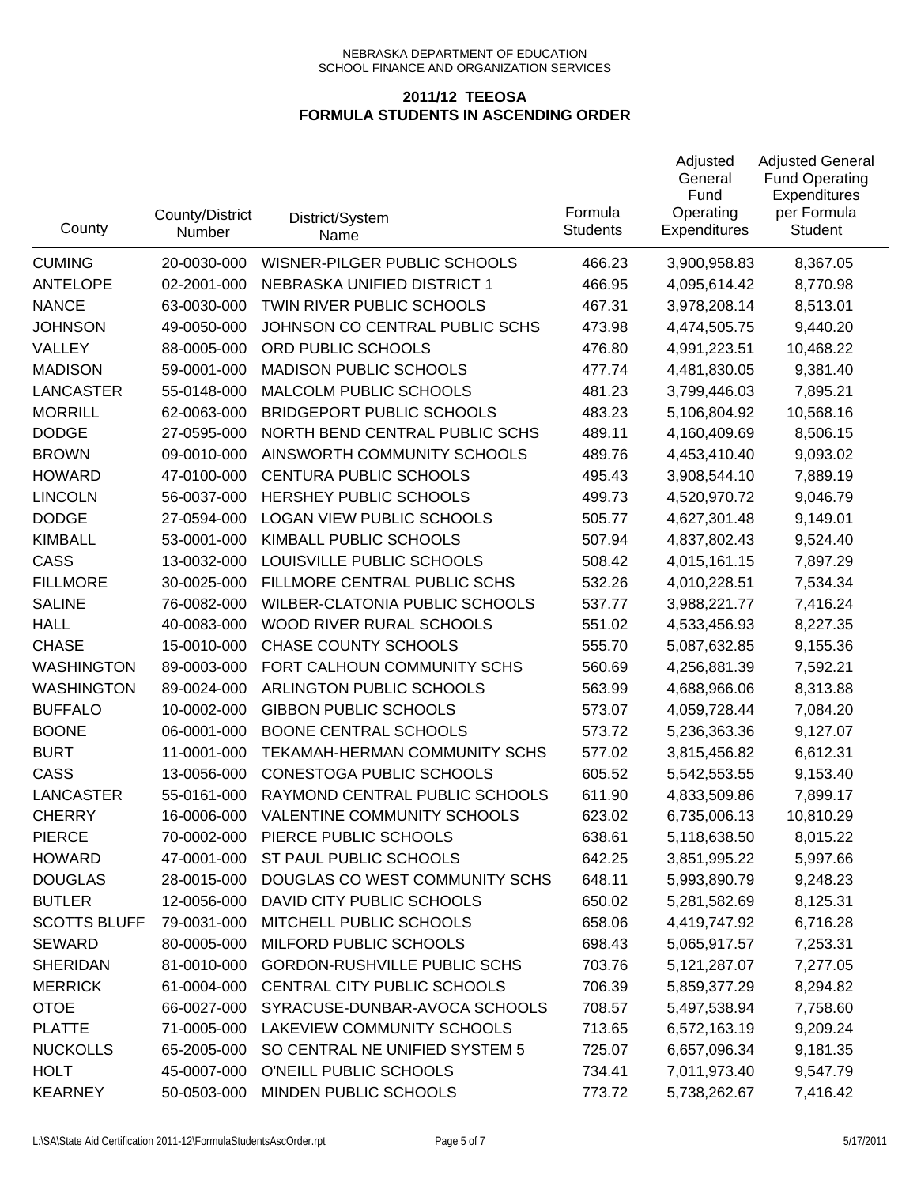NEBRASKA DEPARTMENT OF EDUCATION
SCHOOL FINANCE AND ORGANIZATION SERVICES

## 2011/12 TEEOSA
## FORMULA STUDENTS IN ASCENDING ORDER

| County | County/District Number | District/System Name | Formula Students | Adjusted General Fund Operating Expenditures | Adjusted General Fund Operating Expenditures per Formula Student |
|---|---|---|---|---|---|
| CUMING | 20-0030-000 | WISNER-PILGER PUBLIC SCHOOLS | 466.23 | 3,900,958.83 | 8,367.05 |
| ANTELOPE | 02-2001-000 | NEBRASKA UNIFIED DISTRICT 1 | 466.95 | 4,095,614.42 | 8,770.98 |
| NANCE | 63-0030-000 | TWIN RIVER PUBLIC SCHOOLS | 467.31 | 3,978,208.14 | 8,513.01 |
| JOHNSON | 49-0050-000 | JOHNSON CO CENTRAL PUBLIC SCHS | 473.98 | 4,474,505.75 | 9,440.20 |
| VALLEY | 88-0005-000 | ORD PUBLIC SCHOOLS | 476.80 | 4,991,223.51 | 10,468.22 |
| MADISON | 59-0001-000 | MADISON PUBLIC SCHOOLS | 477.74 | 4,481,830.05 | 9,381.40 |
| LANCASTER | 55-0148-000 | MALCOLM PUBLIC SCHOOLS | 481.23 | 3,799,446.03 | 7,895.21 |
| MORRILL | 62-0063-000 | BRIDGEPORT PUBLIC SCHOOLS | 483.23 | 5,106,804.92 | 10,568.16 |
| DODGE | 27-0595-000 | NORTH BEND CENTRAL PUBLIC SCHS | 489.11 | 4,160,409.69 | 8,506.15 |
| BROWN | 09-0010-000 | AINSWORTH COMMUNITY SCHOOLS | 489.76 | 4,453,410.40 | 9,093.02 |
| HOWARD | 47-0100-000 | CENTURA PUBLIC SCHOOLS | 495.43 | 3,908,544.10 | 7,889.19 |
| LINCOLN | 56-0037-000 | HERSHEY PUBLIC SCHOOLS | 499.73 | 4,520,970.72 | 9,046.79 |
| DODGE | 27-0594-000 | LOGAN VIEW PUBLIC SCHOOLS | 505.77 | 4,627,301.48 | 9,149.01 |
| KIMBALL | 53-0001-000 | KIMBALL PUBLIC SCHOOLS | 507.94 | 4,837,802.43 | 9,524.40 |
| CASS | 13-0032-000 | LOUISVILLE PUBLIC SCHOOLS | 508.42 | 4,015,161.15 | 7,897.29 |
| FILLMORE | 30-0025-000 | FILLMORE CENTRAL PUBLIC SCHS | 532.26 | 4,010,228.51 | 7,534.34 |
| SALINE | 76-0082-000 | WILBER-CLATONIA PUBLIC SCHOOLS | 537.77 | 3,988,221.77 | 7,416.24 |
| HALL | 40-0083-000 | WOOD RIVER RURAL SCHOOLS | 551.02 | 4,533,456.93 | 8,227.35 |
| CHASE | 15-0010-000 | CHASE COUNTY SCHOOLS | 555.70 | 5,087,632.85 | 9,155.36 |
| WASHINGTON | 89-0003-000 | FORT CALHOUN COMMUNITY SCHS | 560.69 | 4,256,881.39 | 7,592.21 |
| WASHINGTON | 89-0024-000 | ARLINGTON PUBLIC SCHOOLS | 563.99 | 4,688,966.06 | 8,313.88 |
| BUFFALO | 10-0002-000 | GIBBON PUBLIC SCHOOLS | 573.07 | 4,059,728.44 | 7,084.20 |
| BOONE | 06-0001-000 | BOONE CENTRAL SCHOOLS | 573.72 | 5,236,363.36 | 9,127.07 |
| BURT | 11-0001-000 | TEKAMAH-HERMAN COMMUNITY SCHS | 577.02 | 3,815,456.82 | 6,612.31 |
| CASS | 13-0056-000 | CONESTOGA PUBLIC SCHOOLS | 605.52 | 5,542,553.55 | 9,153.40 |
| LANCASTER | 55-0161-000 | RAYMOND CENTRAL PUBLIC SCHOOLS | 611.90 | 4,833,509.86 | 7,899.17 |
| CHERRY | 16-0006-000 | VALENTINE COMMUNITY SCHOOLS | 623.02 | 6,735,006.13 | 10,810.29 |
| PIERCE | 70-0002-000 | PIERCE PUBLIC SCHOOLS | 638.61 | 5,118,638.50 | 8,015.22 |
| HOWARD | 47-0001-000 | ST PAUL PUBLIC SCHOOLS | 642.25 | 3,851,995.22 | 5,997.66 |
| DOUGLAS | 28-0015-000 | DOUGLAS CO WEST COMMUNITY SCHS | 648.11 | 5,993,890.79 | 9,248.23 |
| BUTLER | 12-0056-000 | DAVID CITY PUBLIC SCHOOLS | 650.02 | 5,281,582.69 | 8,125.31 |
| SCOTTS BLUFF | 79-0031-000 | MITCHELL PUBLIC SCHOOLS | 658.06 | 4,419,747.92 | 6,716.28 |
| SEWARD | 80-0005-000 | MILFORD PUBLIC SCHOOLS | 698.43 | 5,065,917.57 | 7,253.31 |
| SHERIDAN | 81-0010-000 | GORDON-RUSHVILLE PUBLIC SCHS | 703.76 | 5,121,287.07 | 7,277.05 |
| MERRICK | 61-0004-000 | CENTRAL CITY PUBLIC SCHOOLS | 706.39 | 5,859,377.29 | 8,294.82 |
| OTOE | 66-0027-000 | SYRACUSE-DUNBAR-AVOCA SCHOOLS | 708.57 | 5,497,538.94 | 7,758.60 |
| PLATTE | 71-0005-000 | LAKEVIEW COMMUNITY SCHOOLS | 713.65 | 6,572,163.19 | 9,209.24 |
| NUCKOLLS | 65-2005-000 | SO CENTRAL NE UNIFIED SYSTEM 5 | 725.07 | 6,657,096.34 | 9,181.35 |
| HOLT | 45-0007-000 | O'NEILL PUBLIC SCHOOLS | 734.41 | 7,011,973.40 | 9,547.79 |
| KEARNEY | 50-0503-000 | MINDEN PUBLIC SCHOOLS | 773.72 | 5,738,262.67 | 7,416.42 |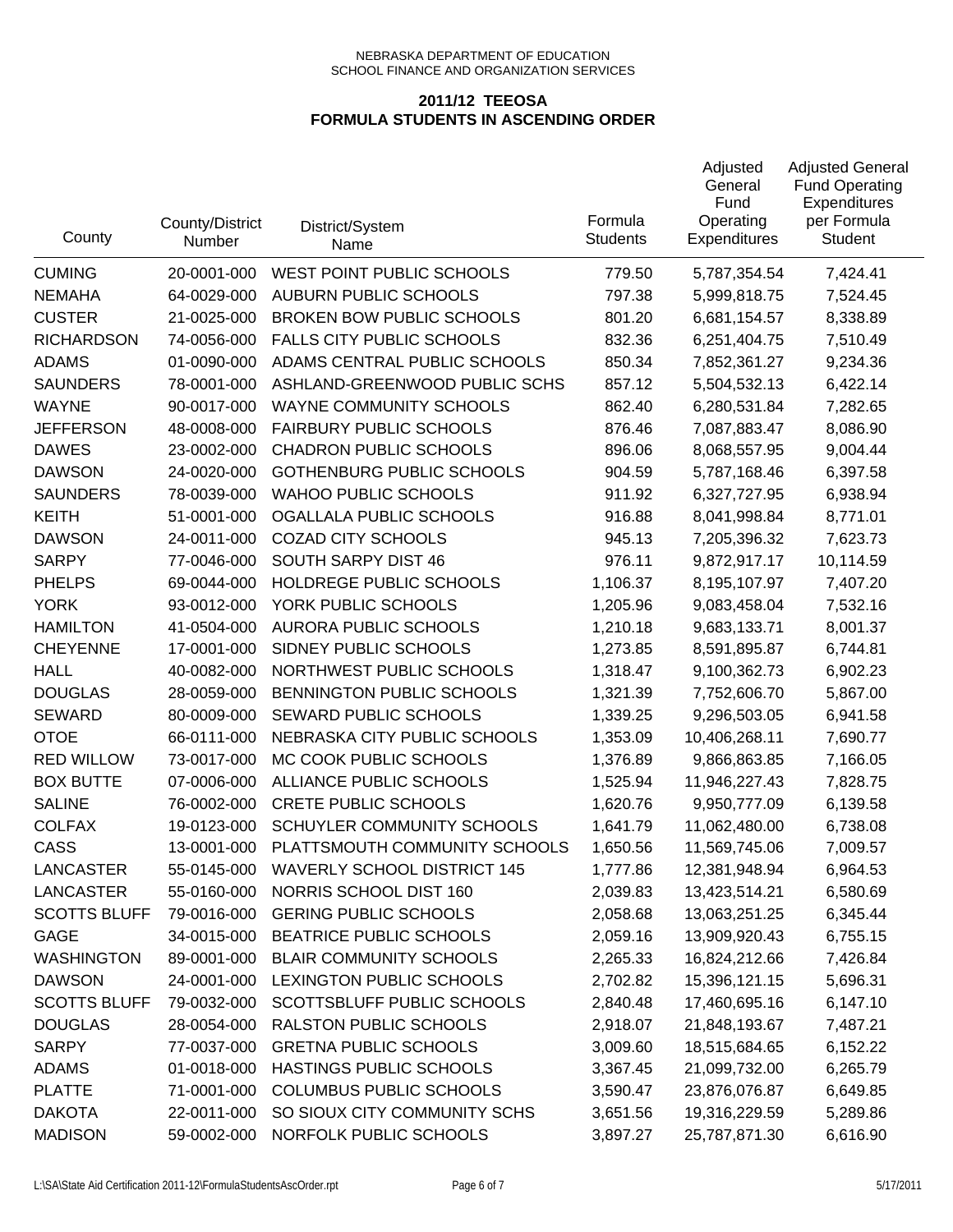NEBRASKA DEPARTMENT OF EDUCATION
SCHOOL FINANCE AND ORGANIZATION SERVICES

## 2011/12 TEEOSA
## FORMULA STUDENTS IN ASCENDING ORDER

| County | County/District Number | District/System Name | Formula Students | Adjusted General Fund Operating Expenditures | Adjusted General Fund Operating Expenditures per Formula Student |
|---|---|---|---|---|---|
| CUMING | 20-0001-000 | WEST POINT PUBLIC SCHOOLS | 779.50 | 5,787,354.54 | 7,424.41 |
| NEMAHA | 64-0029-000 | AUBURN PUBLIC SCHOOLS | 797.38 | 5,999,818.75 | 7,524.45 |
| CUSTER | 21-0025-000 | BROKEN BOW PUBLIC SCHOOLS | 801.20 | 6,681,154.57 | 8,338.89 |
| RICHARDSON | 74-0056-000 | FALLS CITY PUBLIC SCHOOLS | 832.36 | 6,251,404.75 | 7,510.49 |
| ADAMS | 01-0090-000 | ADAMS CENTRAL PUBLIC SCHOOLS | 850.34 | 7,852,361.27 | 9,234.36 |
| SAUNDERS | 78-0001-000 | ASHLAND-GREENWOOD PUBLIC SCHS | 857.12 | 5,504,532.13 | 6,422.14 |
| WAYNE | 90-0017-000 | WAYNE COMMUNITY SCHOOLS | 862.40 | 6,280,531.84 | 7,282.65 |
| JEFFERSON | 48-0008-000 | FAIRBURY PUBLIC SCHOOLS | 876.46 | 7,087,883.47 | 8,086.90 |
| DAWES | 23-0002-000 | CHADRON PUBLIC SCHOOLS | 896.06 | 8,068,557.95 | 9,004.44 |
| DAWSON | 24-0020-000 | GOTHENBURG PUBLIC SCHOOLS | 904.59 | 5,787,168.46 | 6,397.58 |
| SAUNDERS | 78-0039-000 | WAHOO PUBLIC SCHOOLS | 911.92 | 6,327,727.95 | 6,938.94 |
| KEITH | 51-0001-000 | OGALLALA PUBLIC SCHOOLS | 916.88 | 8,041,998.84 | 8,771.01 |
| DAWSON | 24-0011-000 | COZAD CITY SCHOOLS | 945.13 | 7,205,396.32 | 7,623.73 |
| SARPY | 77-0046-000 | SOUTH SARPY DIST 46 | 976.11 | 9,872,917.17 | 10,114.59 |
| PHELPS | 69-0044-000 | HOLDREGE PUBLIC SCHOOLS | 1,106.37 | 8,195,107.97 | 7,407.20 |
| YORK | 93-0012-000 | YORK PUBLIC SCHOOLS | 1,205.96 | 9,083,458.04 | 7,532.16 |
| HAMILTON | 41-0504-000 | AURORA PUBLIC SCHOOLS | 1,210.18 | 9,683,133.71 | 8,001.37 |
| CHEYENNE | 17-0001-000 | SIDNEY PUBLIC SCHOOLS | 1,273.85 | 8,591,895.87 | 6,744.81 |
| HALL | 40-0082-000 | NORTHWEST PUBLIC SCHOOLS | 1,318.47 | 9,100,362.73 | 6,902.23 |
| DOUGLAS | 28-0059-000 | BENNINGTON PUBLIC SCHOOLS | 1,321.39 | 7,752,606.70 | 5,867.00 |
| SEWARD | 80-0009-000 | SEWARD PUBLIC SCHOOLS | 1,339.25 | 9,296,503.05 | 6,941.58 |
| OTOE | 66-0111-000 | NEBRASKA CITY PUBLIC SCHOOLS | 1,353.09 | 10,406,268.11 | 7,690.77 |
| RED WILLOW | 73-0017-000 | MC COOK PUBLIC SCHOOLS | 1,376.89 | 9,866,863.85 | 7,166.05 |
| BOX BUTTE | 07-0006-000 | ALLIANCE PUBLIC SCHOOLS | 1,525.94 | 11,946,227.43 | 7,828.75 |
| SALINE | 76-0002-000 | CRETE PUBLIC SCHOOLS | 1,620.76 | 9,950,777.09 | 6,139.58 |
| COLFAX | 19-0123-000 | SCHUYLER COMMUNITY SCHOOLS | 1,641.79 | 11,062,480.00 | 6,738.08 |
| CASS | 13-0001-000 | PLATTSMOUTH COMMUNITY SCHOOLS | 1,650.56 | 11,569,745.06 | 7,009.57 |
| LANCASTER | 55-0145-000 | WAVERLY SCHOOL DISTRICT 145 | 1,777.86 | 12,381,948.94 | 6,964.53 |
| LANCASTER | 55-0160-000 | NORRIS SCHOOL DIST 160 | 2,039.83 | 13,423,514.21 | 6,580.69 |
| SCOTTS BLUFF | 79-0016-000 | GERING PUBLIC SCHOOLS | 2,058.68 | 13,063,251.25 | 6,345.44 |
| GAGE | 34-0015-000 | BEATRICE PUBLIC SCHOOLS | 2,059.16 | 13,909,920.43 | 6,755.15 |
| WASHINGTON | 89-0001-000 | BLAIR COMMUNITY SCHOOLS | 2,265.33 | 16,824,212.66 | 7,426.84 |
| DAWSON | 24-0001-000 | LEXINGTON PUBLIC SCHOOLS | 2,702.82 | 15,396,121.15 | 5,696.31 |
| SCOTTS BLUFF | 79-0032-000 | SCOTTSBLUFF PUBLIC SCHOOLS | 2,840.48 | 17,460,695.16 | 6,147.10 |
| DOUGLAS | 28-0054-000 | RALSTON PUBLIC SCHOOLS | 2,918.07 | 21,848,193.67 | 7,487.21 |
| SARPY | 77-0037-000 | GRETNA PUBLIC SCHOOLS | 3,009.60 | 18,515,684.65 | 6,152.22 |
| ADAMS | 01-0018-000 | HASTINGS PUBLIC SCHOOLS | 3,367.45 | 21,099,732.00 | 6,265.79 |
| PLATTE | 71-0001-000 | COLUMBUS PUBLIC SCHOOLS | 3,590.47 | 23,876,076.87 | 6,649.85 |
| DAKOTA | 22-0011-000 | SO SIOUX CITY COMMUNITY SCHS | 3,651.56 | 19,316,229.59 | 5,289.86 |
| MADISON | 59-0002-000 | NORFOLK PUBLIC SCHOOLS | 3,897.27 | 25,787,871.30 | 6,616.90 |

L:\SA\State Aid Certification 2011-12\FormulaStudentsAscOrder.rpt 5/17/2011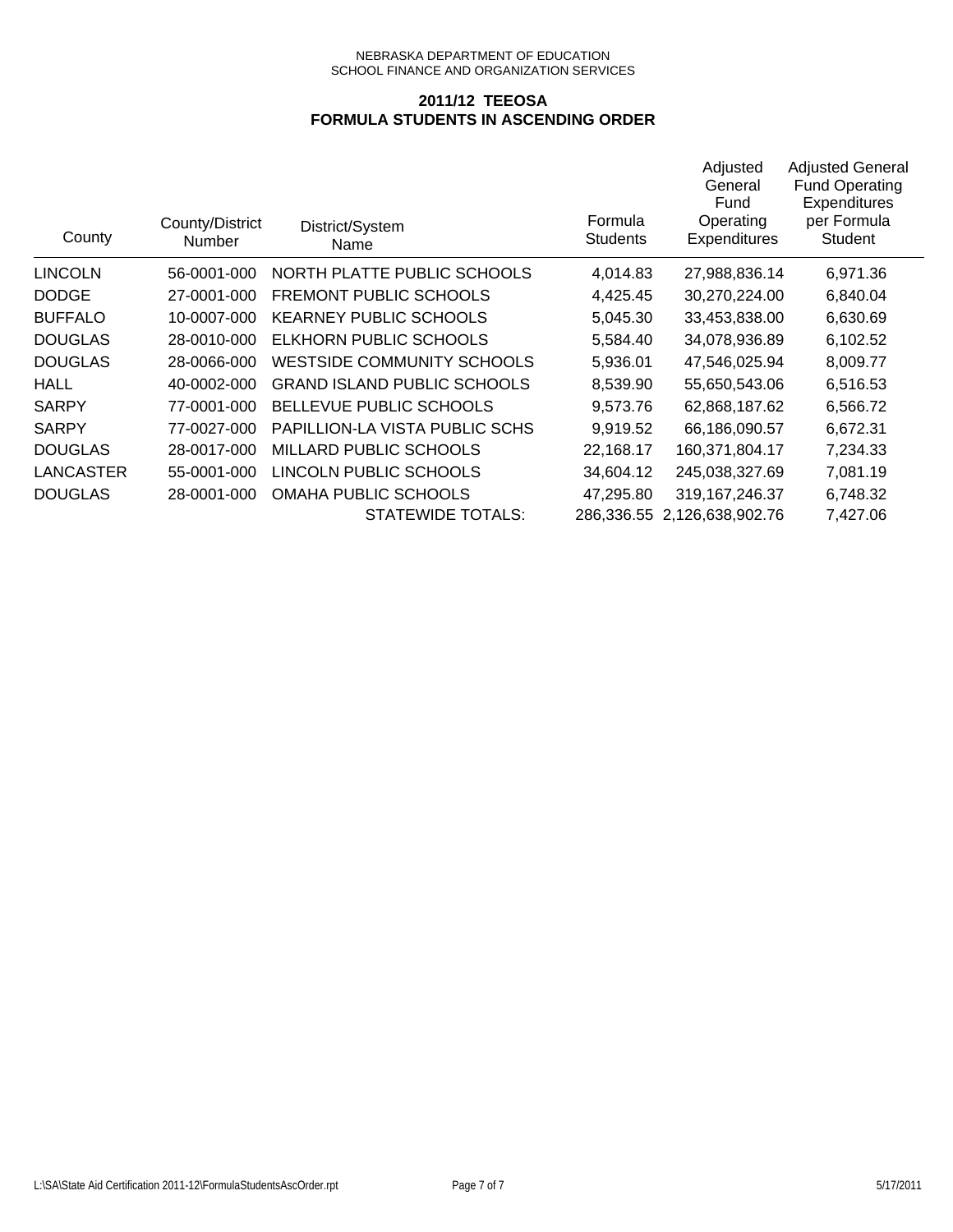NEBRASKA DEPARTMENT OF EDUCATION
SCHOOL FINANCE AND ORGANIZATION SERVICES

## 2011/12 TEEOSA
## FORMULA STUDENTS IN ASCENDING ORDER

| County | County/District Number | District/System Name | Formula Students | Adjusted General Fund Operating Expenditures | Adjusted General Fund Operating Expenditures per Formula Student |
|---|---|---|---|---|---|
| LINCOLN | 56-0001-000 | NORTH PLATTE PUBLIC SCHOOLS | 4,014.83 | 27,988,836.14 | 6,971.36 |
| DODGE | 27-0001-000 | FREMONT PUBLIC SCHOOLS | 4,425.45 | 30,270,224.00 | 6,840.04 |
| BUFFALO | 10-0007-000 | KEARNEY PUBLIC SCHOOLS | 5,045.30 | 33,453,838.00 | 6,630.69 |
| DOUGLAS | 28-0010-000 | ELKHORN PUBLIC SCHOOLS | 5,584.40 | 34,078,936.89 | 6,102.52 |
| DOUGLAS | 28-0066-000 | WESTSIDE COMMUNITY SCHOOLS | 5,936.01 | 47,546,025.94 | 8,009.77 |
| HALL | 40-0002-000 | GRAND ISLAND PUBLIC SCHOOLS | 8,539.90 | 55,650,543.06 | 6,516.53 |
| SARPY | 77-0001-000 | BELLEVUE PUBLIC SCHOOLS | 9,573.76 | 62,868,187.62 | 6,566.72 |
| SARPY | 77-0027-000 | PAPILLION-LA VISTA PUBLIC SCHS | 9,919.52 | 66,186,090.57 | 6,672.31 |
| DOUGLAS | 28-0017-000 | MILLARD PUBLIC SCHOOLS | 22,168.17 | 160,371,804.17 | 7,234.33 |
| LANCASTER | 55-0001-000 | LINCOLN PUBLIC SCHOOLS | 34,604.12 | 245,038,327.69 | 7,081.19 |
| DOUGLAS | 28-0001-000 | OMAHA PUBLIC SCHOOLS | 47,295.80 | 319,167,246.37 | 6,748.32 |
| | | STATEWIDE TOTALS: | 286,336.55 | 2,126,638,902.76 | 7,427.06 |